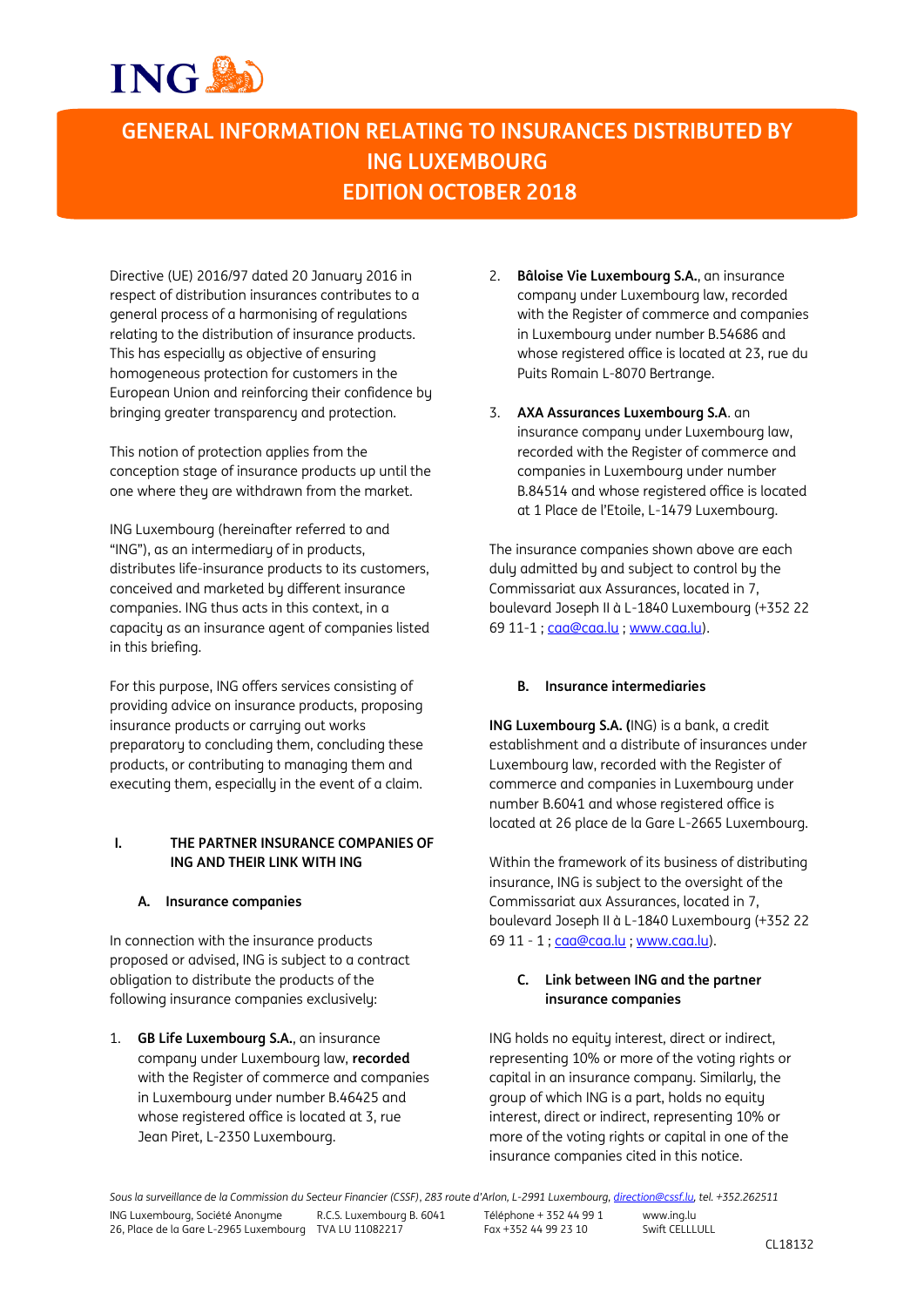# GENERAL INFORMATION RELATING TO INSURANCES DISTRIBUTED BY ING LUXEMBOURG EDITION OCTOBER 2018

Directive (UE) 2016/97 dated 20 January 2016 in respect of distribution insurances contributes to a general process of a harmonising of regulations relating to the distribution of insurance products. This has especially as objective of ensuring homogeneous protection for customers in the European Union and reinforcing their confidence by bringing greater transparency and protection.

This notion of protection applies from the conception stage of insurance products up until the one where they are withdrawn from the market.

ING Luxembourg (hereinafter referred to and "ING"), as an intermediary of in products, distributes life-insurance products to its customers, conceived and marketed by different insurance companies. ING thus acts in this context, in a capacity as an insurance agent of companies listed in this briefing.

For this purpose, ING offers services consisting of providing advice on insurance products, proposing insurance products or carrying out works preparatory to concluding them, concluding these products, or contributing to managing them and executing them, especially in the event of a claim.

## I. THE PARTNER INSURANCE COMPANIES OF ING AND THEIR LINK WITH ING

### A. Insurance companies

In connection with the insurance products proposed or advised, ING is subject to a contract obligation to distribute the products of the following insurance companies exclusively:

1. **GB Life Luxembourg S.A.**, an insurance company under Luxembourg law, **recorded** with the Register of commerce and companies in Luxembourg under number B.46425 and whose registered office is located at 3, rue Jean Piret, L-2350 Luxembourg.

2. **Bâloise Vie Luxembourg S.A.**, an insurance company under Luxembourg law, recorded with the Register of commerce and companies in Luxembourg under number B.54686 and whose registered office is located at 23, rue du Puits Romain L-8070 Bertrange.

3. **AXA Assurances Luxembourg S.A**. an insurance company under Luxembourg law, recorded with the Register of commerce and companies in Luxembourg under number B.84514 and whose registered office is located at 1 Place de l'Etoile, L-1479 Luxembourg.

The insurance companies shown above are each duly admitted by and subject to control by the Commissariat aux Assurances, located in 7, boulevard Joseph II à L-1840 Luxembourg (+352 22 69 11-1 ; caa@caa.lu ; www.caa.lu).

### B. Insurance intermediaries

**ING Luxembourg S.A. (**ING) is a bank, a credit establishment and a distribute of insurances under Luxembourg law, recorded with the Register of commerce and companies in Luxembourg under number B.6041 and whose registered office is located at 26 place de la Gare L-2665 Luxembourg.

Within the framework of its business of distributing insurance, ING is subject to the oversight of the Commissariat aux Assurances, located in 7, boulevard Joseph II à L-1840 Luxembourg (+352 22 69 11 - 1 ; caa@caa.lu ; www.caa.lu).

### C. Link between ING and the partner insurance companies

ING holds no equity interest, direct or indirect, representing 10% or more of the voting rights or capital in an insurance company. Similarly, the group of which ING is a part, holds no equity interest, direct or indirect, representing 10% or more of the voting rights or capital in one of the insurance companies cited in this notice.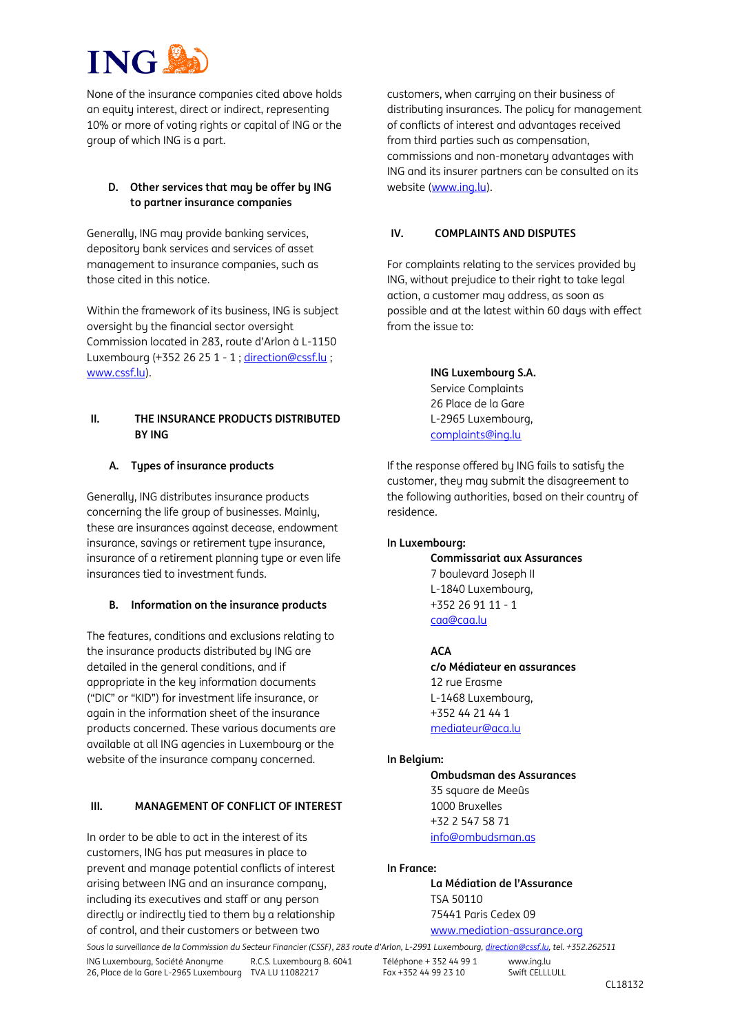None of the insurance companies cited above holds an equity interest, direct or indirect, representing 10% or more of voting rights or capital of ING or the group of which ING is a part.

### D. Other services that may be offer by ING to partner insurance companies

Generally, ING may provide banking services, depository bank services and services of asset management to insurance companies, such as those cited in this notice.

Within the framework of its business, ING is subject oversight by the financial sector oversight Commission located in 283, route d'Arlon à L-1150 Luxembourg (+352 26 25 1 - 1 ; direction@cssf.lu ; www.cssf.lu).

## II. THE INSURANCE PRODUCTS DISTRIBUTED BY ING

### A. Types of insurance products

Generally, ING distributes insurance products concerning the life group of businesses. Mainly, these are insurances against decease, endowment insurance, savings or retirement type insurance, insurance of a retirement planning type or even life insurances tied to investment funds.

### B. Information on the insurance products

The features, conditions and exclusions relating to the insurance products distributed by ING are detailed in the general conditions, and if appropriate in the key information documents ("DIC" or "KID") for investment life insurance, or again in the information sheet of the insurance products concerned. These various documents are available at all ING agencies in Luxembourg or the website of the insurance company concerned.

## III. MANAGEMENT OF CONFLICT OF INTEREST

In order to be able to act in the interest of its customers, ING has put measures in place to prevent and manage potential conflicts of interest arising between ING and an insurance company, including its executives and staff or any person directly or indirectly tied to them by a relationship of control, and their customers or between two customers, when carrying on their business of distributing insurances. The policy for management of conflicts of interest and advantages received from third parties such as compensation, commissions and non-monetary advantages with ING and its insurer partners can be consulted on its website (www.ing.lu).

## IV. COMPLAINTS AND DISPUTES

For complaints relating to the services provided by ING, without prejudice to their right to take legal action, a customer may address, as soon as possible and at the latest within 60 days with effect from the issue to:

**ING Luxembourg S.A.**
Service Complaints
26 Place de la Gare
L-2965 Luxembourg,
complaints@ing.lu

If the response offered by ING fails to satisfy the customer, they may submit the disagreement to the following authorities, based on their country of residence.

**In Luxembourg:**

**Commissariat aux Assurances**
7 boulevard Joseph II
L-1840 Luxembourg,
+352 26 91 11 - 1
caa@caa.lu

**ACA**
**c/o Médiateur en assurances**
12 rue Erasme
L-1468 Luxembourg,
+352 44 21 44 1
mediateur@aca.lu

**In Belgium:**

**Ombudsman des Assurances**
35 square de Meeûs
1000 Bruxelles
+32 2 547 58 71
info@ombudsman.as

**In France:**

**La Médiation de l'Assurance**
TSA 50110
75441 Paris Cedex 09
www.mediation-assurance.org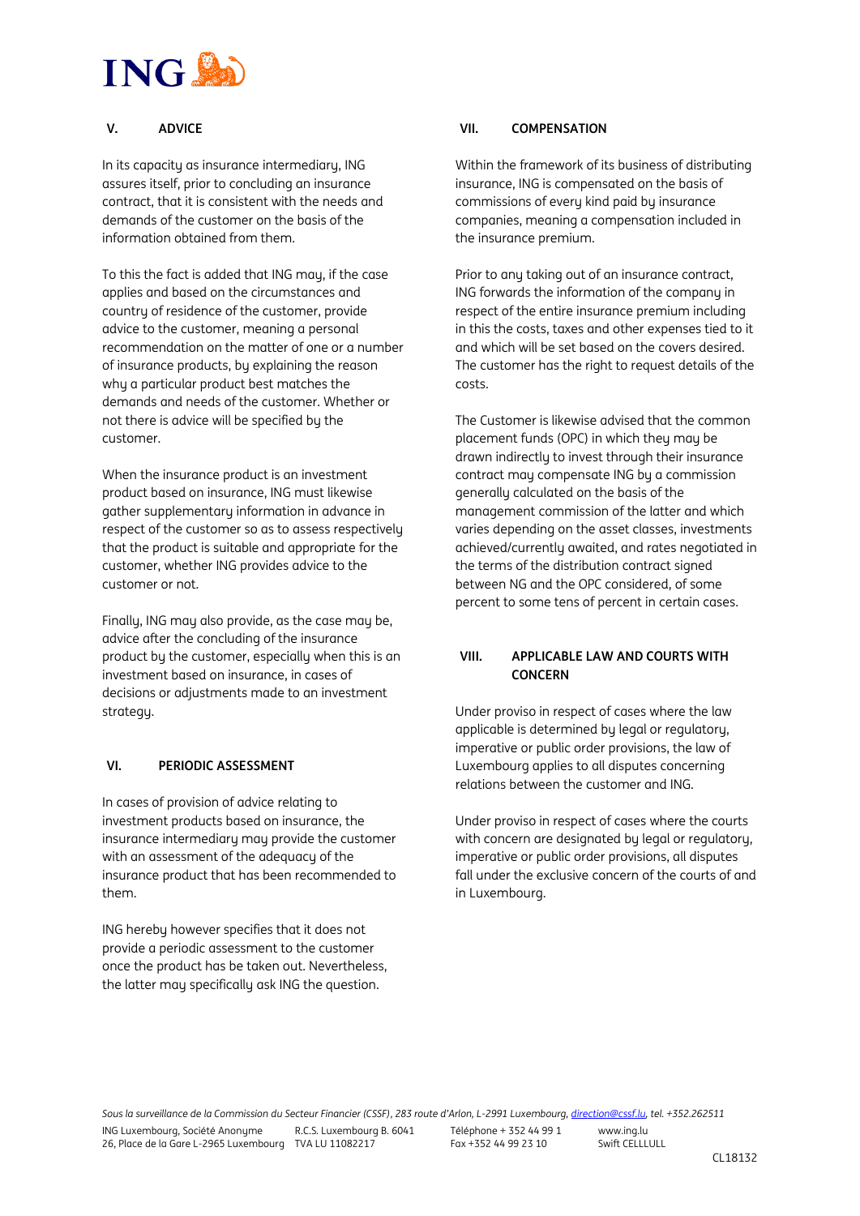## V. ADVICE

In its capacity as insurance intermediary, ING assures itself, prior to concluding an insurance contract, that it is consistent with the needs and demands of the customer on the basis of the information obtained from them.

To this the fact is added that ING may, if the case applies and based on the circumstances and country of residence of the customer, provide advice to the customer, meaning a personal recommendation on the matter of one or a number of insurance products, by explaining the reason why a particular product best matches the demands and needs of the customer. Whether or not there is advice will be specified by the customer.

When the insurance product is an investment product based on insurance, ING must likewise gather supplementary information in advance in respect of the customer so as to assess respectively that the product is suitable and appropriate for the customer, whether ING provides advice to the customer or not.

Finally, ING may also provide, as the case may be, advice after the concluding of the insurance product by the customer, especially when this is an investment based on insurance, in cases of decisions or adjustments made to an investment strategy.

## VI. PERIODIC ASSESSMENT

In cases of provision of advice relating to investment products based on insurance, the insurance intermediary may provide the customer with an assessment of the adequacy of the insurance product that has been recommended to them.

ING hereby however specifies that it does not provide a periodic assessment to the customer once the product has be taken out. Nevertheless, the latter may specifically ask ING the question.

## VII. COMPENSATION

Within the framework of its business of distributing insurance, ING is compensated on the basis of commissions of every kind paid by insurance companies, meaning a compensation included in the insurance premium.

Prior to any taking out of an insurance contract, ING forwards the information of the company in respect of the entire insurance premium including in this the costs, taxes and other expenses tied to it and which will be set based on the covers desired. The customer has the right to request details of the costs.

The Customer is likewise advised that the common placement funds (OPC) in which they may be drawn indirectly to invest through their insurance contract may compensate ING by a commission generally calculated on the basis of the management commission of the latter and which varies depending on the asset classes, investments achieved/currently awaited, and rates negotiated in the terms of the distribution contract signed between NG and the OPC considered, of some percent to some tens of percent in certain cases.

## VIII. APPLICABLE LAW AND COURTS WITH CONCERN

Under proviso in respect of cases where the law applicable is determined by legal or regulatory, imperative or public order provisions, the law of Luxembourg applies to all disputes concerning relations between the customer and ING.

Under proviso in respect of cases where the courts with concern are designated by legal or regulatory, imperative or public order provisions, all disputes fall under the exclusive concern of the courts of and in Luxembourg.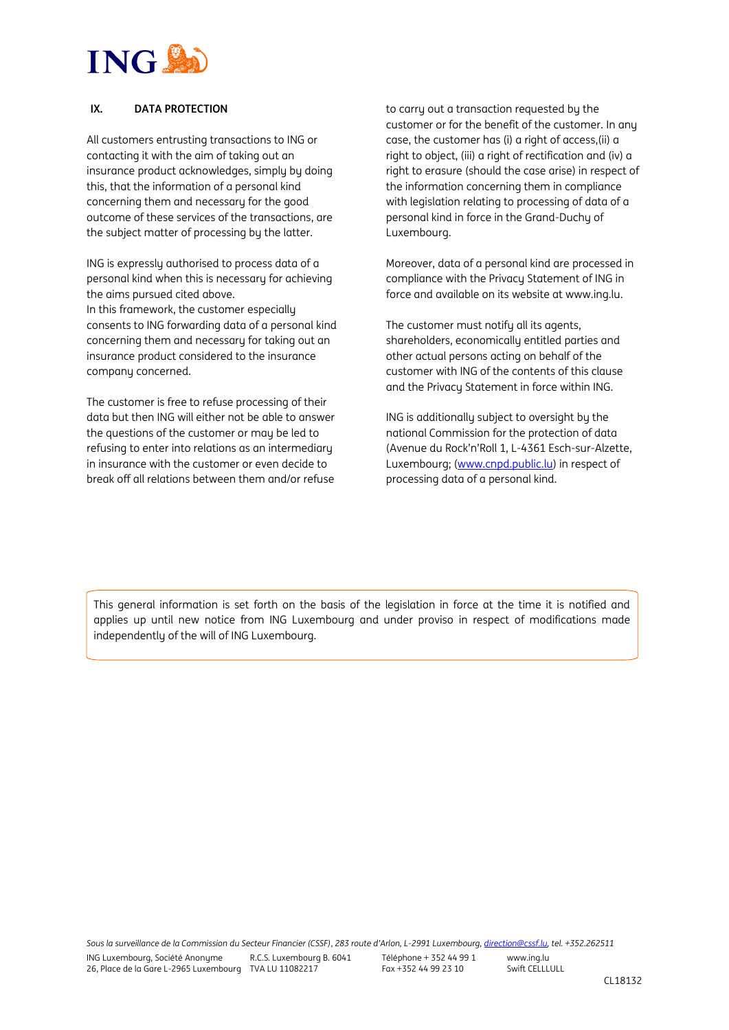## IX. DATA PROTECTION

All customers entrusting transactions to ING or contacting it with the aim of taking out an insurance product acknowledges, simply by doing this, that the information of a personal kind concerning them and necessary for the good outcome of these services of the transactions, are the subject matter of processing by the latter.

ING is expressly authorised to process data of a personal kind when this is necessary for achieving the aims pursued cited above.
In this framework, the customer especially consents to ING forwarding data of a personal kind concerning them and necessary for taking out an insurance product considered to the insurance company concerned.

The customer is free to refuse processing of their data but then ING will either not be able to answer the questions of the customer or may be led to refusing to enter into relations as an intermediary in insurance with the customer or even decide to break off all relations between them and/or refuse to carry out a transaction requested by the customer or for the benefit of the customer. In any case, the customer has (i) a right of access,(ii) a right to object, (iii) a right of rectification and (iv) a right to erasure (should the case arise) in respect of the information concerning them in compliance with legislation relating to processing of data of a personal kind in force in the Grand-Duchy of Luxembourg.

Moreover, data of a personal kind are processed in compliance with the Privacy Statement of ING in force and available on its website at www.ing.lu.

The customer must notify all its agents, shareholders, economically entitled parties and other actual persons acting on behalf of the customer with ING of the contents of this clause and the Privacy Statement in force within ING.

ING is additionally subject to oversight by the national Commission for the protection of data (Avenue du Rock'n'Roll 1, L-4361 Esch-sur-Alzette, Luxembourg; (www.cnpd.public.lu) in respect of processing data of a personal kind.

This general information is set forth on the basis of the legislation in force at the time it is notified and applies up until new notice from ING Luxembourg and under proviso in respect of modifications made independently of the will of ING Luxembourg.

*Sous la surveillance de la Commission du Secteur Financier (CSSF), 283 route d'Arlon, L-2991 Luxembourg, direction@cssf.lu, tel. +352.262511*

ING Luxembourg, Société Anonyme
26, Place de la Gare L-2965 Luxembourg
R.C.S. Luxembourg B. 6041
TVA LU 11082217
Téléphone + 352 44 99 1
Fax +352 44 99 23 10
www.ing.lu
Swift CELLLULL

CL18132